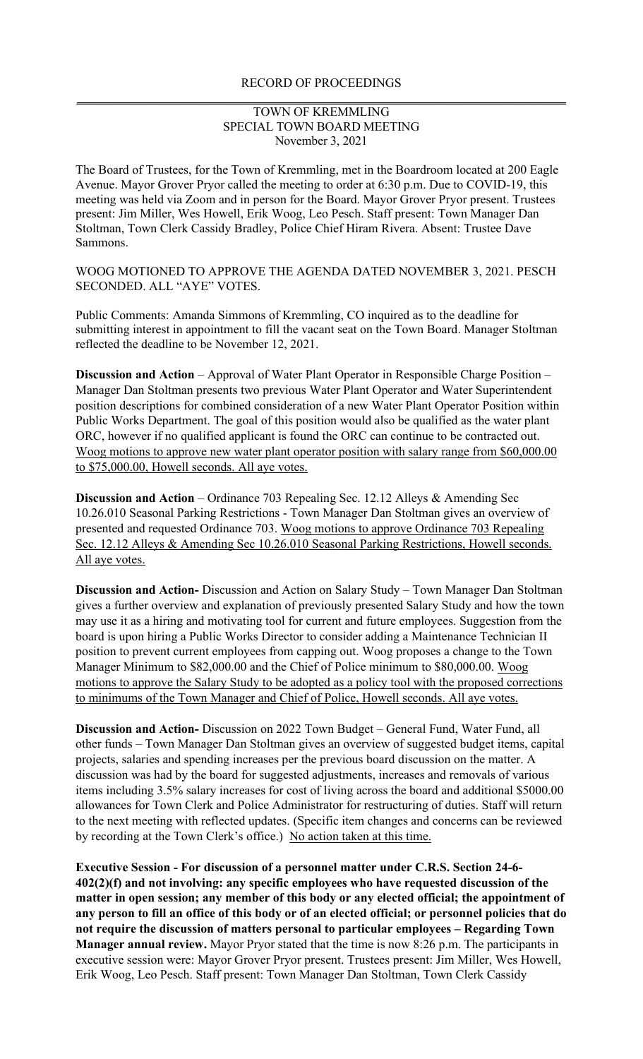RECORD OF PROCEEDINGS

TOWN OF KREMMLING
SPECIAL TOWN BOARD MEETING
November 3, 2021

The Board of Trustees, for the Town of Kremmling, met in the Boardroom located at 200 Eagle Avenue. Mayor Grover Pryor called the meeting to order at 6:30 p.m. Due to COVID-19, this meeting was held via Zoom and in person for the Board. Mayor Grover Pryor present. Trustees present: Jim Miller, Wes Howell, Erik Woog, Leo Pesch. Staff present: Town Manager Dan Stoltman, Town Clerk Cassidy Bradley, Police Chief Hiram Rivera. Absent: Trustee Dave Sammons.

WOOG MOTIONED TO APPROVE THE AGENDA DATED NOVEMBER 3, 2021. PESCH SECONDED. ALL "AYE" VOTES.

Public Comments: Amanda Simmons of Kremmling, CO inquired as to the deadline for submitting interest in appointment to fill the vacant seat on the Town Board. Manager Stoltman reflected the deadline to be November 12, 2021.

**Discussion and Action** – Approval of Water Plant Operator in Responsible Charge Position – Manager Dan Stoltman presents two previous Water Plant Operator and Water Superintendent position descriptions for combined consideration of a new Water Plant Operator Position within Public Works Department. The goal of this position would also be qualified as the water plant ORC, however if no qualified applicant is found the ORC can continue to be contracted out. <u>Woog motions to approve new water plant operator position with salary range from $60,000.00 to $75,000.00, Howell seconds. All aye votes.</u>

**Discussion and Action** – Ordinance 703 Repealing Sec. 12.12 Alleys & Amending Sec 10.26.010 Seasonal Parking Restrictions - Town Manager Dan Stoltman gives an overview of presented and requested Ordinance 703. <u>Woog motions to approve Ordinance 703 Repealing Sec. 12.12 Alleys & Amending Sec 10.26.010 Seasonal Parking Restrictions, Howell seconds. All aye votes.</u>

**Discussion and Action-** Discussion and Action on Salary Study – Town Manager Dan Stoltman gives a further overview and explanation of previously presented Salary Study and how the town may use it as a hiring and motivating tool for current and future employees. Suggestion from the board is upon hiring a Public Works Director to consider adding a Maintenance Technician II position to prevent current employees from capping out. Woog proposes a change to the Town Manager Minimum to $82,000.00 and the Chief of Police minimum to $80,000.00. <u>Woog motions to approve the Salary Study to be adopted as a policy tool with the proposed corrections to minimums of the Town Manager and Chief of Police, Howell seconds. All aye votes.</u>

**Discussion and Action-** Discussion on 2022 Town Budget – General Fund, Water Fund, all other funds – Town Manager Dan Stoltman gives an overview of suggested budget items, capital projects, salaries and spending increases per the previous board discussion on the matter. A discussion was had by the board for suggested adjustments, increases and removals of various items including 3.5% salary increases for cost of living across the board and additional $5000.00 allowances for Town Clerk and Police Administrator for restructuring of duties. Staff will return to the next meeting with reflected updates. (Specific item changes and concerns can be reviewed by recording at the Town Clerk's office.) <u>No action taken at this time.</u>

**Executive Session - For discussion of a personnel matter under C.R.S. Section 24-6-402(2)(f) and not involving: any specific employees who have requested discussion of the matter in open session; any member of this body or any elected official; the appointment of any person to fill an office of this body or of an elected official; or personnel policies that do not require the discussion of matters personal to particular employees – Regarding Town Manager annual review.** Mayor Pryor stated that the time is now 8:26 p.m. The participants in executive session were: Mayor Grover Pryor present. Trustees present: Jim Miller, Wes Howell, Erik Woog, Leo Pesch. Staff present: Town Manager Dan Stoltman, Town Clerk Cassidy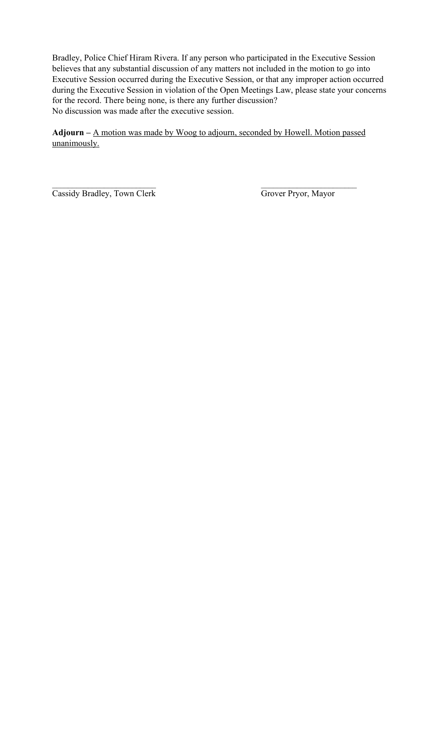Bradley, Police Chief Hiram Rivera. If any person who participated in the Executive Session believes that any substantial discussion of any matters not included in the motion to go into Executive Session occurred during the Executive Session, or that any improper action occurred during the Executive Session in violation of the Open Meetings Law, please state your concerns for the record. There being none, is there any further discussion?
No discussion was made after the executive session.

**Adjourn –** A motion was made by Woog to adjourn, seconded by Howell. Motion passed unanimously.

\_\_\_\_\_\_\_\_\_\_\_\_\_\_\_\_\_\_\_\_\_\_\_\_ \_\_\_\_\_\_\_\_\_\_\_\_\_\_\_\_\_\_\_\_\_\_\_\_
Cassidy Bradley, Town Clerk Grover Pryor, Mayor